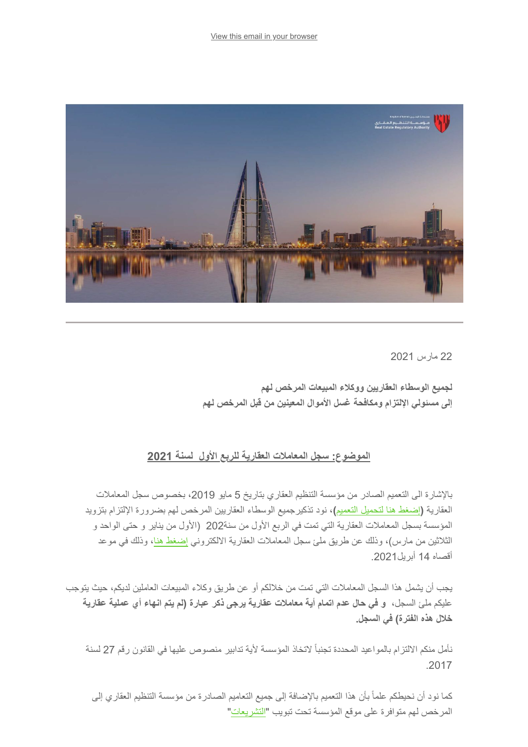View this email in your browser

22 مارس 2021

**لجميع الوسطاء العقاريين ووكلاء المبيعات المرخص لهم**
**إلى مسئولي الإلتزام ومكافحة غسل الأموال المعينين من قبل المرخص لهم**

## الموضوع: سجل المعاملات العقارية للربع الأول لسنة 2021

بالإشارة الى التعميم الصادر من مؤسسة التنظيم العقاري بتاريخ 5 مايو 2019، بخصوص سجل المعاملات العقارية (إضغط هنا لتحميل التعميم)، نود تذكيرجميع الوسطاء العقاريين المرخص لهم بضرورة الإلتزام بتزويد المؤسسة بسجل المعاملات العقارية التي تمت في الربع الأول من سنة202 (الأول من يناير و حتى الواحد و الثلاثين من مارس)، وذلك عن طريق ملئ سجل المعاملات العقارية الالكتروني إضغط هنا، وذلك في موعد أقصاه 14 أبريل2021.

يجب أن يشمل هذا السجل المعاملات التي تمت من خلالكم أو عن طريق وكلاء المبيعات العاملين لديكم، حيث يتوجب عليكم ملئ السجل، **و في حال عدم اتمام أية معاملات عقارية يرجى ذكر عبارة (لم يتم انهاء أي عملية عقارية خلال هذه الفترة) في السجل.**

نأمل منكم الالتزام بالمواعيد المحددة تجنباً لاتخاذ المؤسسة لأية تدابير منصوص عليها في القانون رقم 27 لسنة 2017.

كما نود أن نحيطكم علماً بأن هذا التعميم بالإضافة إلى جميع التعاميم الصادرة من مؤسسة التنظيم العقاري إلى المرخص لهم متوافرة على موقع المؤسسة تحت تبويب "التشريعات"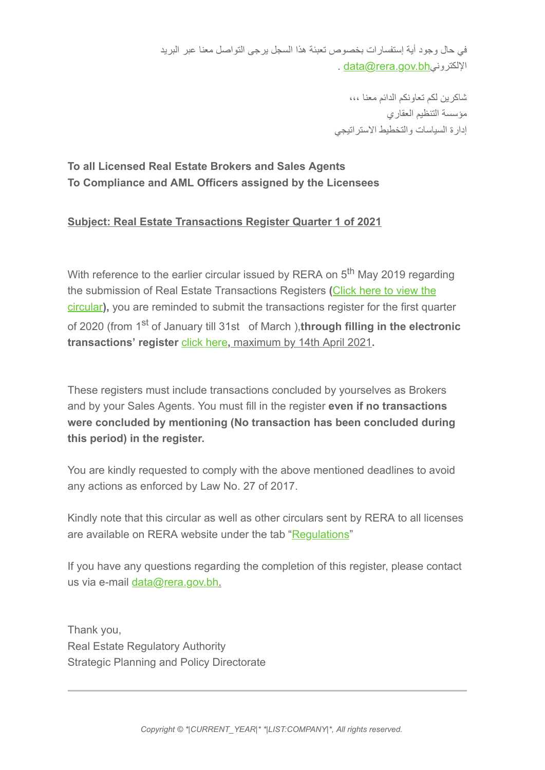في حال وجود أية إستفسارات بخصوص تعبئة هذا السجل يرجى التواصل معنا عبر البريد الإلكتروني data@rera.gov.bh .

شاكرين لكم تعاونكم الدائم معنا ،،،
مؤسسة التنظيم العقاري
إدارة السياسات والتخطيط الاستراتيجي

**To all Licensed Real Estate Brokers and Sales Agents**
**To Compliance and AML Officers assigned by the Licensees**

**Subject: Real Estate Transactions Register Quarter 1 of 2021**

With reference to the earlier circular issued by RERA on 5th May 2019 regarding the submission of Real Estate Transactions Registers (**Click here to view the circular**), you are reminded to submit the transactions register for the first quarter of 2020 (from 1st of January till 31st of March ),**through filling in the electronic transactions' register** click here, maximum by 14th April 2021**.**

These registers must include transactions concluded by yourselves as Brokers and by your Sales Agents. You must fill in the register **even if no transactions were concluded by mentioning (No transaction has been concluded during this period) in the register.**

You are kindly requested to comply with the above mentioned deadlines to avoid any actions as enforced by Law No. 27 of 2017.

Kindly note that this circular as well as other circulars sent by RERA to all licenses are available on RERA website under the tab "Regulations"

If you have any questions regarding the completion of this register, please contact us via e-mail data@rera.gov.bh.

Thank you,
Real Estate Regulatory Authority
Strategic Planning and Policy Directorate

*Copyright © *|CURRENT_YEAR|* *|LIST:COMPANY|*, All rights reserved.*